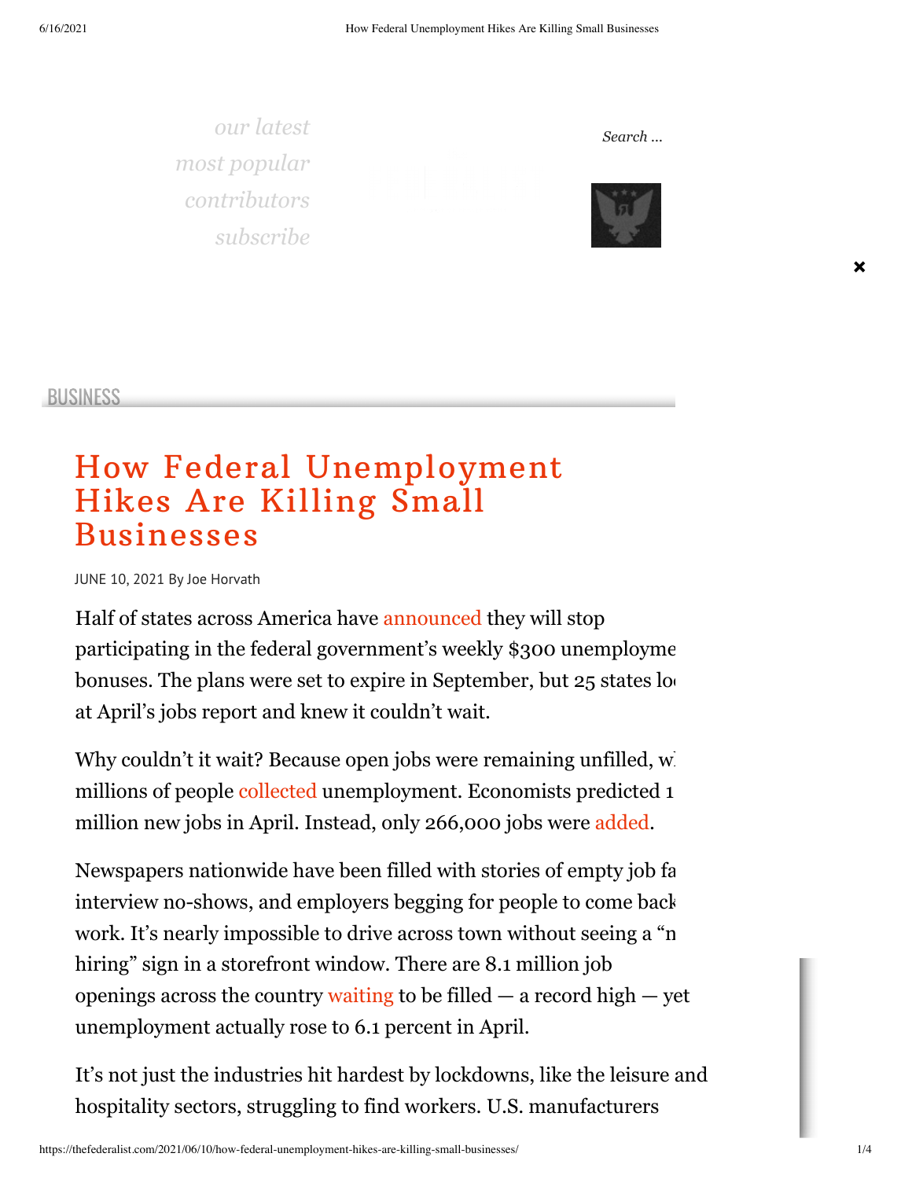our latest
most popular
contributors
subscribe

Search ...

BUSINESS

# How Federal Unemployment Hikes Are Killing Small Businesses

JUNE 10, 2021 By Joe Horvath

Half of states across America have announced they will stop participating in the federal government's weekly $300 unemployme bonuses. The plans were set to expire in September, but 25 states lo at April's jobs report and knew it couldn't wait.

Why couldn't it wait? Because open jobs were remaining unfilled, w millions of people collected unemployment. Economists predicted 1 million new jobs in April. Instead, only 266,000 jobs were added.

Newspapers nationwide have been filled with stories of empty job fa interview no-shows, and employers begging for people to come back work. It's nearly impossible to drive across town without seeing a "n hiring" sign in a storefront window. There are 8.1 million job openings across the country waiting to be filled — a record high — yet unemployment actually rose to 6.1 percent in April.

It's not just the industries hit hardest by lockdowns, like the leisure and hospitality sectors, struggling to find workers. U.S. manufacturers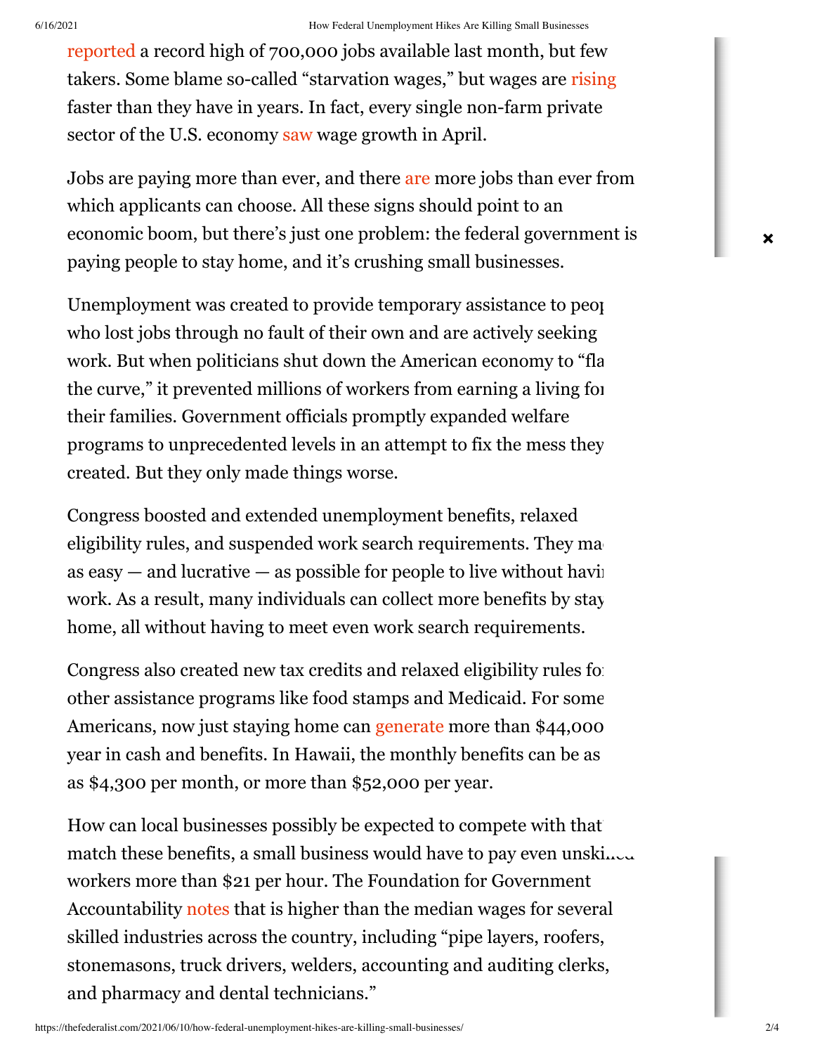reported a record high of 700,000 jobs available last month, but few takers. Some blame so-called "starvation wages," but wages are rising faster than they have in years. In fact, every single non-farm private sector of the U.S. economy saw wage growth in April.

Jobs are paying more than ever, and there are more jobs than ever from which applicants can choose. All these signs should point to an economic boom, but there's just one problem: the federal government is paying people to stay home, and it's crushing small businesses.

Unemployment was created to provide temporary assistance to peo who lost jobs through no fault of their own and are actively seeking work. But when politicians shut down the American economy to "fla the curve," it prevented millions of workers from earning a living fo their families. Government officials promptly expanded welfare programs to unprecedented levels in an attempt to fix the mess they created. But they only made things worse.

Congress boosted and extended unemployment benefits, relaxed eligibility rules, and suspended work search requirements. They ma as easy — and lucrative — as possible for people to live without havi work. As a result, many individuals can collect more benefits by stay home, all without having to meet even work search requirements.

Congress also created new tax credits and relaxed eligibility rules fo other assistance programs like food stamps and Medicaid. For some Americans, now just staying home can generate more than $44,000 year in cash and benefits. In Hawaii, the monthly benefits can be as as $4,300 per month, or more than $52,000 per year.

How can local businesses possibly be expected to compete with that match these benefits, a small business would have to pay even unskilled workers more than $21 per hour. The Foundation for Government Accountability notes that is higher than the median wages for several skilled industries across the country, including "pipe layers, roofers, stonemasons, truck drivers, welders, accounting and auditing clerks, and pharmacy and dental technicians."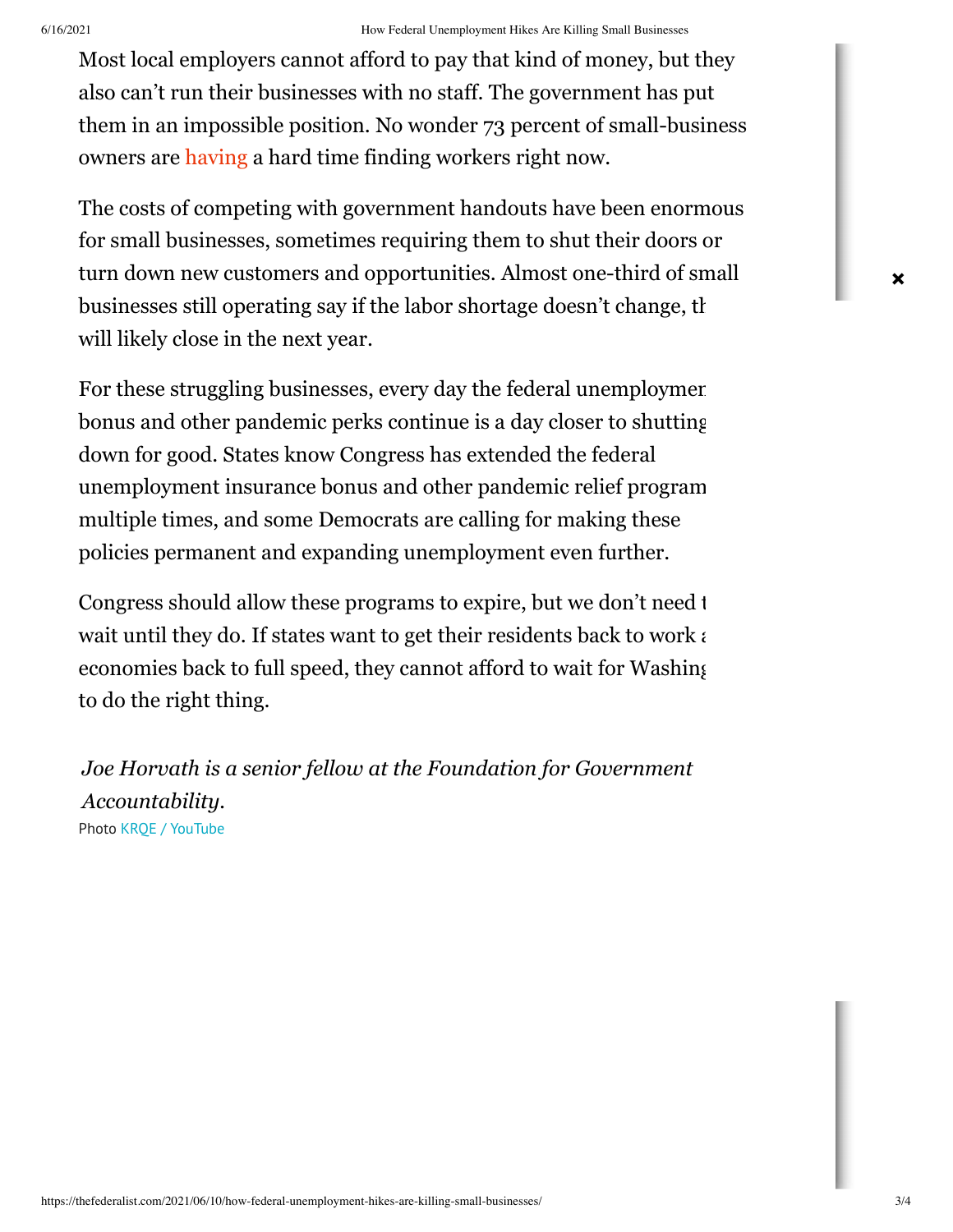Most local employers cannot afford to pay that kind of money, but they also can't run their businesses with no staff. The government has put them in an impossible position. No wonder 73 percent of small-business owners are having a hard time finding workers right now.

The costs of competing with government handouts have been enormous for small businesses, sometimes requiring them to shut their doors or turn down new customers and opportunities. Almost one-third of small businesses still operating say if the labor shortage doesn't change, th will likely close in the next year.

For these struggling businesses, every day the federal unemploymen bonus and other pandemic perks continue is a day closer to shutting down for good. States know Congress has extended the federal unemployment insurance bonus and other pandemic relief program multiple times, and some Democrats are calling for making these policies permanent and expanding unemployment even further.

Congress should allow these programs to expire, but we don't need t wait until they do. If states want to get their residents back to work a economies back to full speed, they cannot afford to wait for Washing to do the right thing.

*Joe Horvath is a senior fellow at the Foundation for Government Accountability.*

Photo KRQE / YouTube